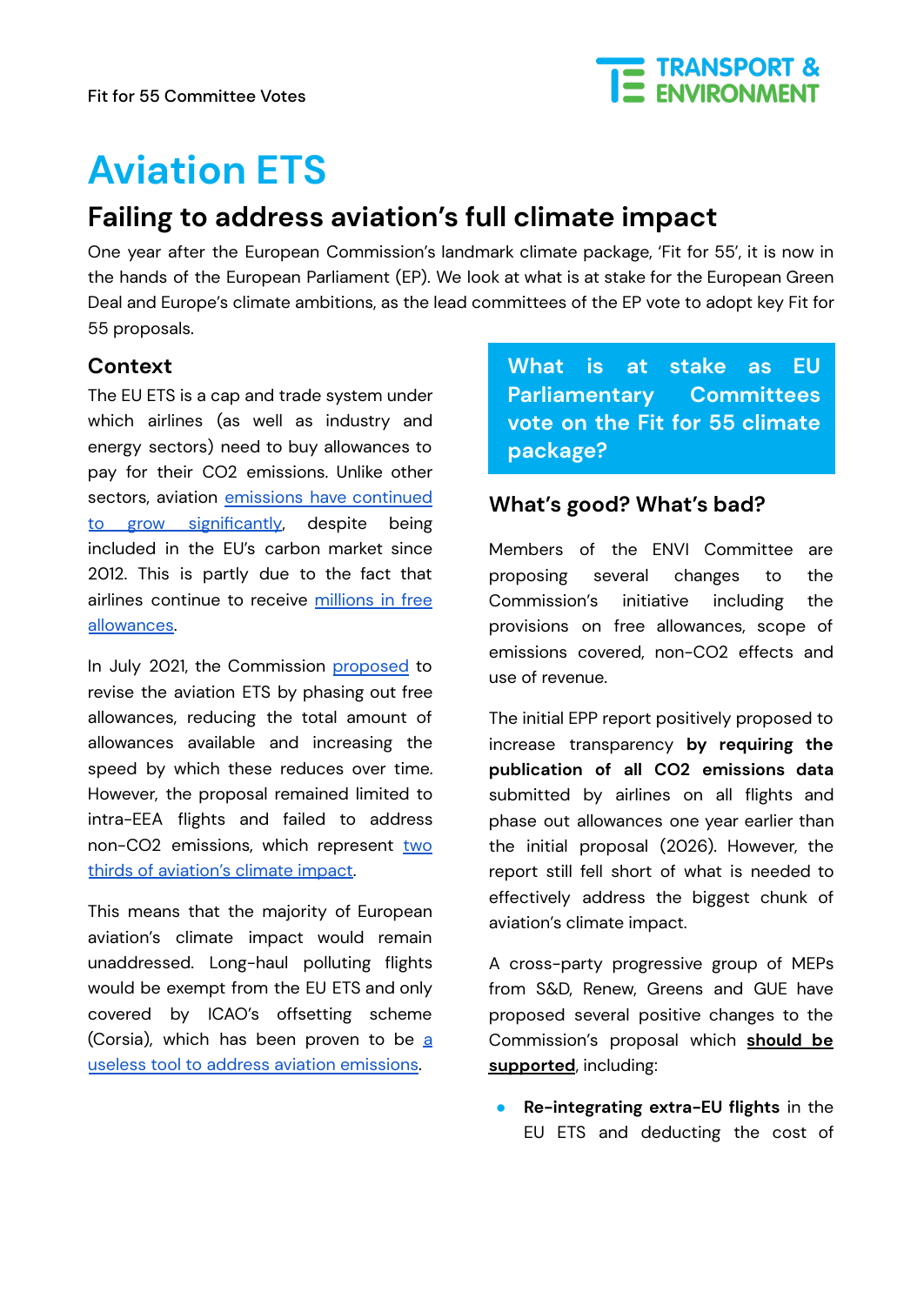Fit for 55 Committee Votes

# Aviation ETS

## Failing to address aviation's full climate impact

One year after the European Commission's landmark climate package, 'Fit for 55', it is now in the hands of the European Parliament (EP). We look at what is at stake for the European Green Deal and Europe's climate ambitions, as the lead committees of the EP vote to adopt key Fit for 55 proposals.

### Context

The EU ETS is a cap and trade system under which airlines (as well as industry and energy sectors) need to buy allowances to pay for their CO2 emissions. Unlike other sectors, aviation emissions have continued to grow significantly, despite being included in the EU's carbon market since 2012. This is partly due to the fact that airlines continue to receive millions in free allowances.

In July 2021, the Commission proposed to revise the aviation ETS by phasing out free allowances, reducing the total amount of allowances available and increasing the speed by which these reduces over time. However, the proposal remained limited to intra-EEA flights and failed to address non-CO2 emissions, which represent two thirds of aviation's climate impact.

This means that the majority of European aviation's climate impact would remain unaddressed. Long-haul polluting flights would be exempt from the EU ETS and only covered by ICAO's offsetting scheme (Corsia), which has been proven to be a useless tool to address aviation emissions.

**What is at stake as EU Parliamentary Committees vote on the Fit for 55 climate package?**

### What's good? What's bad?

Members of the ENVI Committee are proposing several changes to the Commission's initiative including the provisions on free allowances, scope of emissions covered, non-CO2 effects and use of revenue.

The initial EPP report positively proposed to increase transparency **by requiring the publication of all CO2 emissions data** submitted by airlines on all flights and phase out allowances one year earlier than the initial proposal (2026). However, the report still fell short of what is needed to effectively address the biggest chunk of aviation's climate impact.

A cross-party progressive group of MEPs from S&D, Renew, Greens and GUE have proposed several positive changes to the Commission's proposal which **should be supported**, including:

- **Re-integrating extra-EU flights** in the EU ETS and deducting the cost of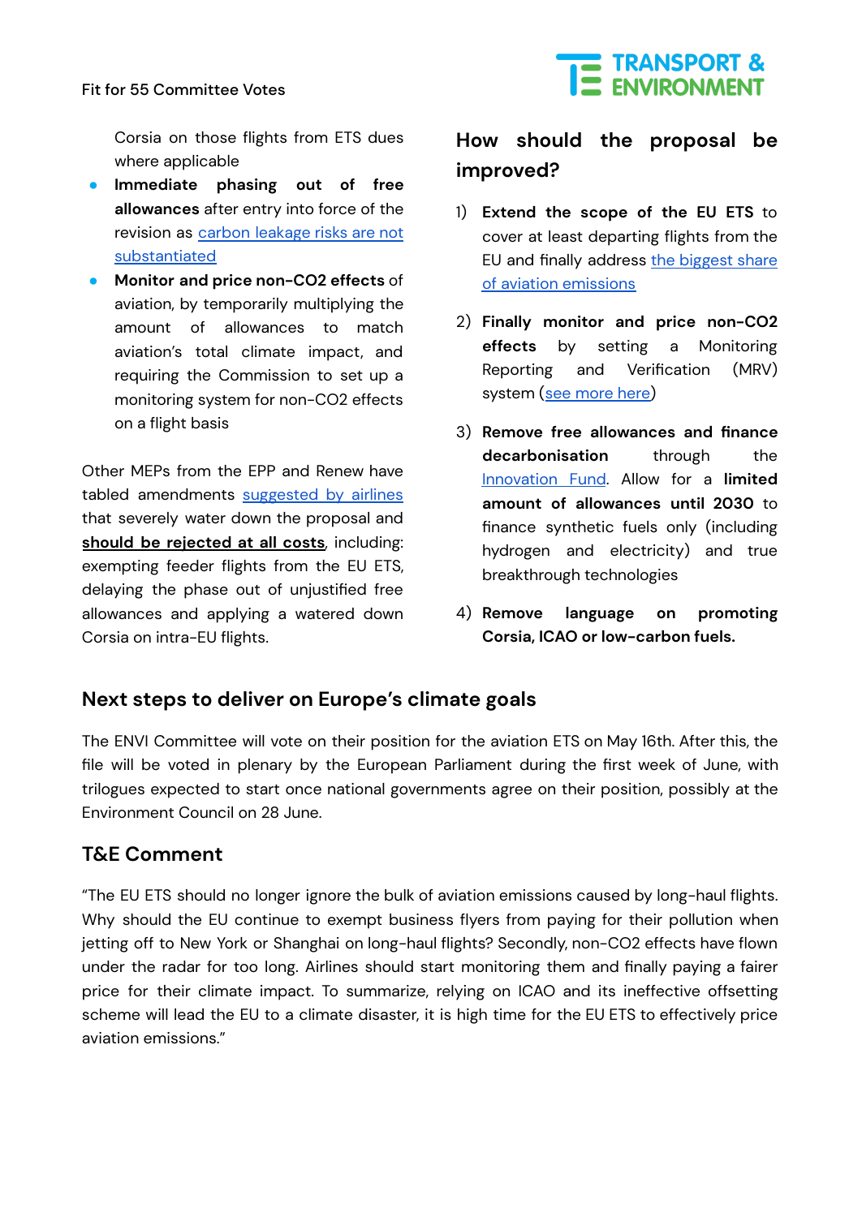Corsia on those flights from ETS dues where applicable

- **Immediate phasing out of free allowances** after entry into force of the revision as carbon leakage risks are not substantiated
- **Monitor and price non-CO2 effects** of aviation, by temporarily multiplying the amount of allowances to match aviation's total climate impact, and requiring the Commission to set up a monitoring system for non-CO2 effects on a flight basis

Other MEPs from the EPP and Renew have tabled amendments suggested by airlines that severely water down the proposal and **should be rejected at all costs**, including: exempting feeder flights from the EU ETS, delaying the phase out of unjustified free allowances and applying a watered down Corsia on intra-EU flights.

## How should the proposal be improved?

1) **Extend the scope of the EU ETS** to cover at least departing flights from the EU and finally address the biggest share of aviation emissions

2) **Finally monitor and price non-CO2 effects** by setting a Monitoring Reporting and Verification (MRV) system (see more here)

3) **Remove free allowances and finance decarbonisation** through the Innovation Fund. Allow for a **limited amount of allowances until 2030** to finance synthetic fuels only (including hydrogen and electricity) and true breakthrough technologies

4) **Remove language on promoting Corsia, ICAO or low-carbon fuels.**

## Next steps to deliver on Europe's climate goals

The ENVI Committee will vote on their position for the aviation ETS on May 16th. After this, the file will be voted in plenary by the European Parliament during the first week of June, with trilogues expected to start once national governments agree on their position, possibly at the Environment Council on 28 June.

## T&E Comment

"The EU ETS should no longer ignore the bulk of aviation emissions caused by long-haul flights. Why should the EU continue to exempt business flyers from paying for their pollution when jetting off to New York or Shanghai on long-haul flights? Secondly, non-CO2 effects have flown under the radar for too long. Airlines should start monitoring them and finally paying a fairer price for their climate impact. To summarize, relying on ICAO and its ineffective offsetting scheme will lead the EU to a climate disaster, it is high time for the EU ETS to effectively price aviation emissions."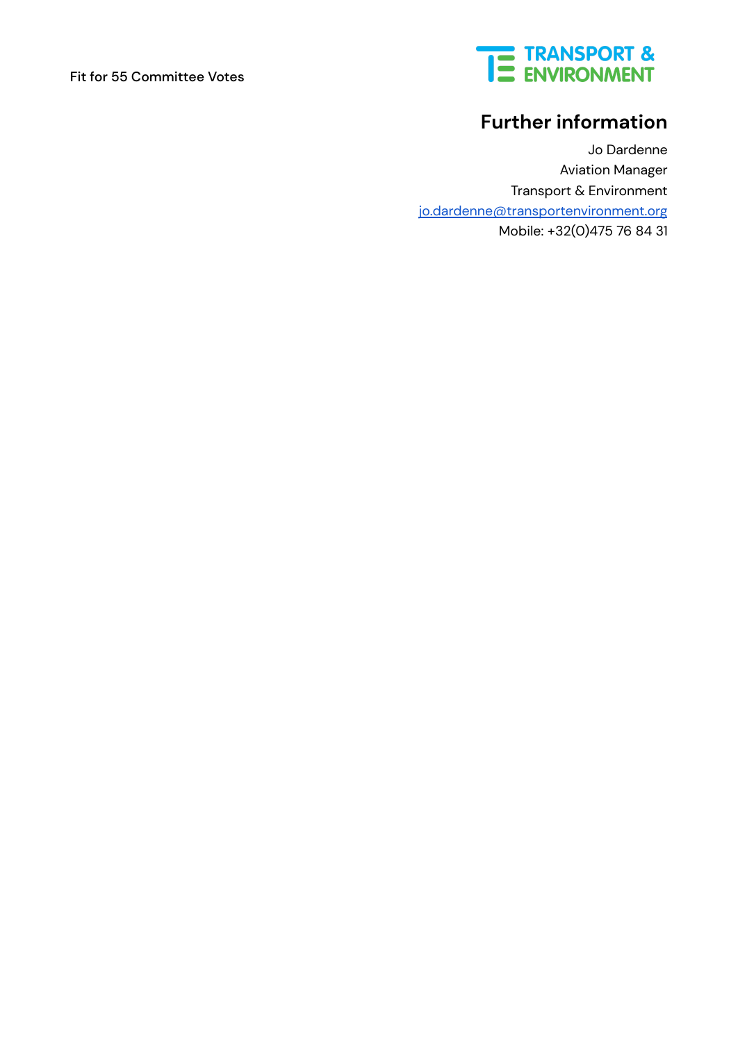## Further information

Jo Dardenne
Aviation Manager
Transport & Environment
jo.dardenne@transportenvironment.org
Mobile: +32(0)475 76 84 31